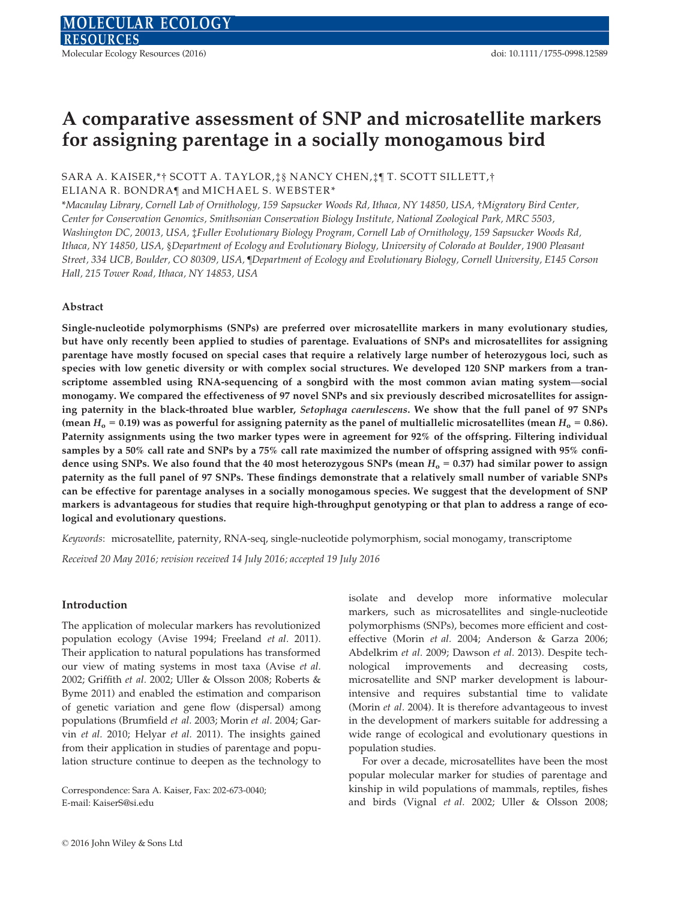# A comparative assessment of SNP and microsatellite markers for assigning parentage in a socially monogamous bird

SARA A. KAISER,*† SCOTT A. TAYLOR,‡§ NANCY CHEN,‡¶ T. SCOTT SILLETT,† ELIANA R. BONDRA¶ and MICHAEL S. WEBSTER*

*Macaulay Library, Cornell Lab of Ornithology, 159 Sapsucker Woods Rd, Ithaca, NY 14850, USA, †Migratory Bird Center, Center for Conservation Genomics, Smithsonian Conservation Biology Institute, National Zoological Park, MRC 5503, Washington DC, 20013, USA, ‡Fuller Evolutionary Biology Program, Cornell Lab of Ornithology, 159 Sapsucker Woods Rd, Ithaca, NY 14850, USA, §Department of Ecology and Evolutionary Biology, University of Colorado at Boulder, 1900 Pleasant Street, 334 UCB, Boulder, CO 80309, USA, ¶Department of Ecology and Evolutionary Biology, Cornell University, E145 Corson Hall, 215 Tower Road, Ithaca, NY 14853, USA

## Abstract

**Single-nucleotide polymorphisms (SNPs) are preferred over microsatellite markers in many evolutionary studies, but have only recently been applied to studies of parentage. Evaluations of SNPs and microsatellites for assigning parentage have mostly focused on special cases that require a relatively large number of heterozygous loci, such as species with low genetic diversity or with complex social structures. We developed 120 SNP markers from a transcriptome assembled using RNA-sequencing of a songbird with the most common avian mating system—social monogamy. We compared the effectiveness of 97 novel SNPs and six previously described microsatellites for assigning paternity in the black-throated blue warbler, *Setophaga caerulescens*. We show that the full panel of 97 SNPs (mean $H_o$ = 0.19) was as powerful for assigning paternity as the panel of multiallelic microsatellites (mean $H_o$ = 0.86). Paternity assignments using the two marker types were in agreement for 92% of the offspring. Filtering individual samples by a 50% call rate and SNPs by a 75% call rate maximized the number of offspring assigned with 95% confidence using SNPs. We also found that the 40 most heterozygous SNPs (mean $H_o$ = 0.37) had similar power to assign paternity as the full panel of 97 SNPs. These findings demonstrate that a relatively small number of variable SNPs can be effective for parentage analyses in a socially monogamous species. We suggest that the development of SNP markers is advantageous for studies that require high-throughput genotyping or that plan to address a range of ecological and evolutionary questions.**

*Keywords*: microsatellite, paternity, RNA-seq, single-nucleotide polymorphism, social monogamy, transcriptome

*Received 20 May 2016; revision received 14 July 2016; accepted 19 July 2016*

## Introduction

The application of molecular markers has revolutionized population ecology (Avise 1994; Freeland *et al.* 2011). Their application to natural populations has transformed our view of mating systems in most taxa (Avise *et al.* 2002; Griffith *et al.* 2002; Uller & Olsson 2008; Roberts & Byme 2011) and enabled the estimation and comparison of genetic variation and gene flow (dispersal) among populations (Brumfield *et al.* 2003; Morin *et al.* 2004; Garvin *et al.* 2010; Helyar *et al.* 2011). The insights gained from their application in studies of parentage and population structure continue to deepen as the technology to isolate and develop more informative molecular markers, such as microsatellites and single-nucleotide polymorphisms (SNPs), becomes more efficient and cost-effective (Morin *et al.* 2004; Anderson & Garza 2006; Abdelkrim *et al.* 2009; Dawson *et al.* 2013). Despite technological improvements and decreasing costs, microsatellite and SNP marker development is labour-intensive and requires substantial time to validate (Morin *et al.* 2004). It is therefore advantageous to invest in the development of markers suitable for addressing a wide range of ecological and evolutionary questions in population studies.

For over a decade, microsatellites have been the most popular molecular marker for studies of parentage and kinship in wild populations of mammals, reptiles, fishes and birds (Vignal *et al.* 2002; Uller & Olsson 2008;

Correspondence: Sara A. Kaiser, Fax: 202-673-0040; E-mail: KaiserS@si.edu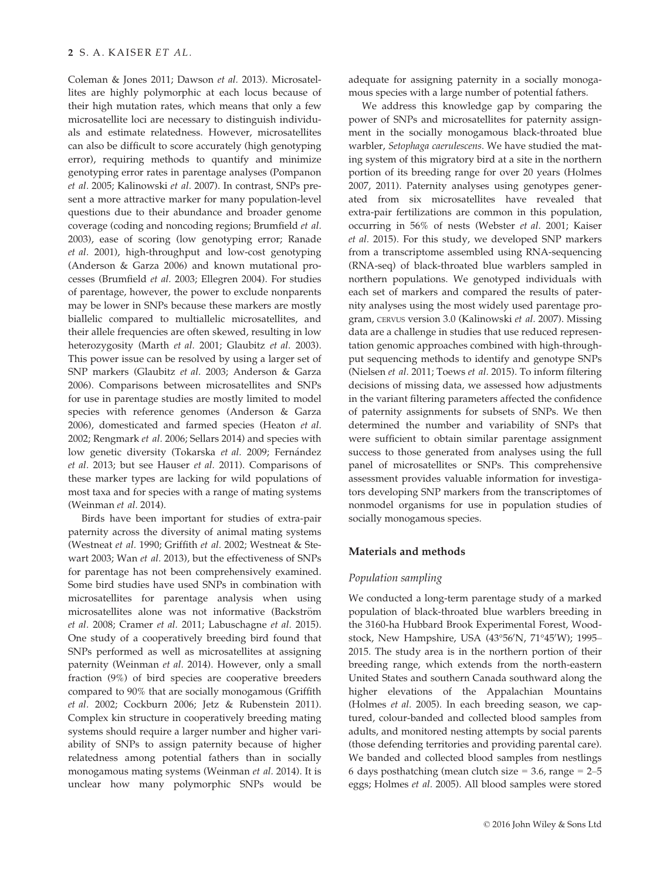Coleman & Jones 2011; Dawson *et al.* 2013). Microsatellites are highly polymorphic at each locus because of their high mutation rates, which means that only a few microsatellite loci are necessary to distinguish individuals and estimate relatedness. However, microsatellites can also be difficult to score accurately (high genotyping error), requiring methods to quantify and minimize genotyping error rates in parentage analyses (Pompanon *et al.* 2005; Kalinowski *et al.* 2007). In contrast, SNPs present a more attractive marker for many population-level questions due to their abundance and broader genome coverage (coding and noncoding regions; Brumfield *et al.* 2003), ease of scoring (low genotyping error; Ranade *et al.* 2001), high-throughput and low-cost genotyping (Anderson & Garza 2006) and known mutational processes (Brumfield *et al.* 2003; Ellegren 2004). For studies of parentage, however, the power to exclude nonparents may be lower in SNPs because these markers are mostly biallelic compared to multiallelic microsatellites, and their allele frequencies are often skewed, resulting in low heterozygosity (Marth *et al.* 2001; Glaubitz *et al.* 2003). This power issue can be resolved by using a larger set of SNP markers (Glaubitz *et al.* 2003; Anderson & Garza 2006). Comparisons between microsatellites and SNPs for use in parentage studies are mostly limited to model species with reference genomes (Anderson & Garza 2006), domesticated and farmed species (Heaton *et al.* 2002; Rengmark *et al.* 2006; Sellars 2014) and species with low genetic diversity (Tokarska *et al.* 2009; Fernández *et al.* 2013; but see Hauser *et al.* 2011). Comparisons of these marker types are lacking for wild populations of most taxa and for species with a range of mating systems (Weinman *et al.* 2014).

Birds have been important for studies of extra-pair paternity across the diversity of animal mating systems (Westneat *et al.* 1990; Griffith *et al.* 2002; Westneat & Stewart 2003; Wan *et al.* 2013), but the effectiveness of SNPs for parentage has not been comprehensively examined. Some bird studies have used SNPs in combination with microsatellites for parentage analysis when using microsatellites alone was not informative (Backström *et al.* 2008; Cramer *et al.* 2011; Labuschagne *et al.* 2015). One study of a cooperatively breeding bird found that SNPs performed as well as microsatellites at assigning paternity (Weinman *et al.* 2014). However, only a small fraction (9%) of bird species are cooperative breeders compared to 90% that are socially monogamous (Griffith *et al.* 2002; Cockburn 2006; Jetz & Rubenstein 2011). Complex kin structure in cooperatively breeding mating systems should require a larger number and higher variability of SNPs to assign paternity because of higher relatedness among potential fathers than in socially monogamous mating systems (Weinman *et al.* 2014). It is unclear how many polymorphic SNPs would be adequate for assigning paternity in a socially monogamous species with a large number of potential fathers.

We address this knowledge gap by comparing the power of SNPs and microsatellites for paternity assignment in the socially monogamous black-throated blue warbler, *Setophaga caerulescens*. We have studied the mating system of this migratory bird at a site in the northern portion of its breeding range for over 20 years (Holmes 2007, 2011). Paternity analyses using genotypes generated from six microsatellites have revealed that extra-pair fertilizations are common in this population, occurring in 56% of nests (Webster *et al.* 2001; Kaiser *et al.* 2015). For this study, we developed SNP markers from a transcriptome assembled using RNA-sequencing (RNA-seq) of black-throated blue warblers sampled in northern populations. We genotyped individuals with each set of markers and compared the results of paternity analyses using the most widely used parentage program, CERVUS version 3.0 (Kalinowski *et al.* 2007). Missing data are a challenge in studies that use reduced representation genomic approaches combined with high-throughput sequencing methods to identify and genotype SNPs (Nielsen *et al.* 2011; Toews *et al.* 2015). To inform filtering decisions of missing data, we assessed how adjustments in the variant filtering parameters affected the confidence of paternity assignments for subsets of SNPs. We then determined the number and variability of SNPs that were sufficient to obtain similar parentage assignment success to those generated from analyses using the full panel of microsatellites or SNPs. This comprehensive assessment provides valuable information for investigators developing SNP markers from the transcriptomes of nonmodel organisms for use in population studies of socially monogamous species.

## Materials and methods

### Population sampling

We conducted a long-term parentage study of a marked population of black-throated blue warblers breeding in the 3160-ha Hubbard Brook Experimental Forest, Woodstock, New Hampshire, USA (43°56′N, 71°45′W); 1995–2015. The study area is in the northern portion of their breeding range, which extends from the north-eastern United States and southern Canada southward along the higher elevations of the Appalachian Mountains (Holmes *et al.* 2005). In each breeding season, we captured, colour-banded and collected blood samples from adults, and monitored nesting attempts by social parents (those defending territories and providing parental care). We banded and collected blood samples from nestlings 6 days posthatching (mean clutch size = 3.6, range = 2–5 eggs; Holmes *et al.* 2005). All blood samples were stored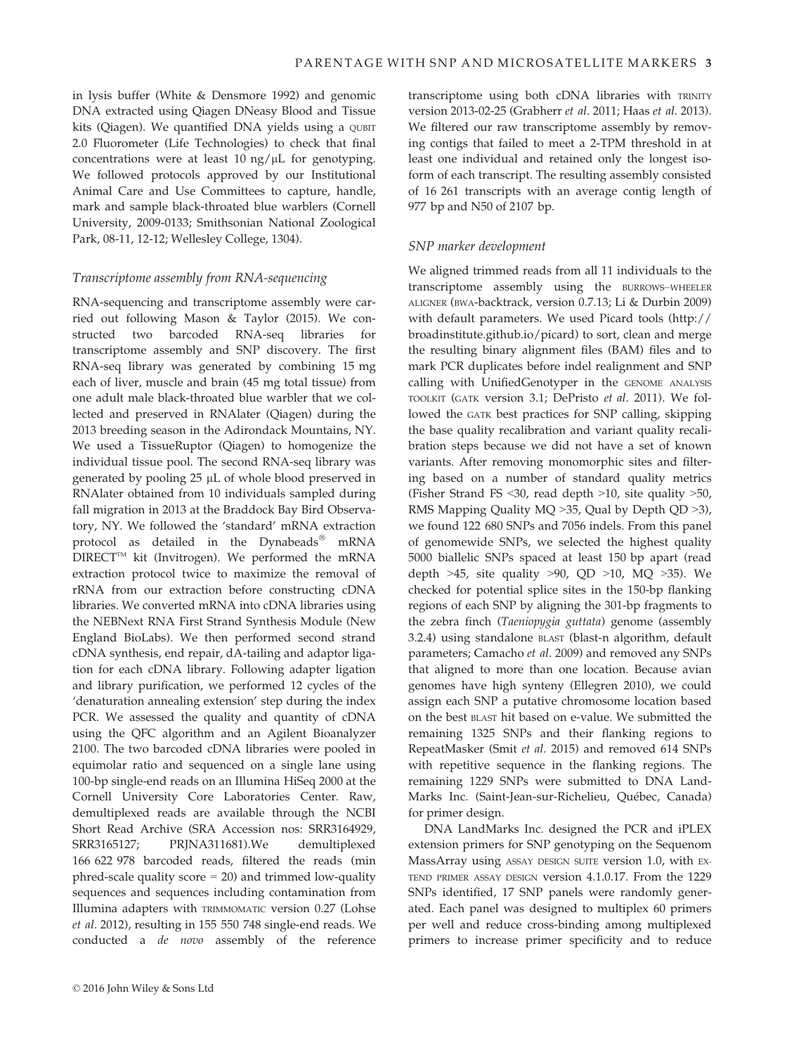in lysis buffer (White & Densmore 1992) and genomic DNA extracted using Qiagen DNeasy Blood and Tissue kits (Qiagen). We quantified DNA yields using a QUBIT 2.0 Fluorometer (Life Technologies) to check that final concentrations were at least 10 ng/μL for genotyping. We followed protocols approved by our Institutional Animal Care and Use Committees to capture, handle, mark and sample black-throated blue warblers (Cornell University, 2009-0133; Smithsonian National Zoological Park, 08-11, 12-12; Wellesley College, 1304).

### Transcriptome assembly from RNA-sequencing

RNA-sequencing and transcriptome assembly were carried out following Mason & Taylor (2015). We constructed two barcoded RNA-seq libraries for transcriptome assembly and SNP discovery. The first RNA-seq library was generated by combining 15 mg each of liver, muscle and brain (45 mg total tissue) from one adult male black-throated blue warbler that we collected and preserved in RNAlater (Qiagen) during the 2013 breeding season in the Adirondack Mountains, NY. We used a TissueRuptor (Qiagen) to homogenize the individual tissue pool. The second RNA-seq library was generated by pooling 25 μL of whole blood preserved in RNAlater obtained from 10 individuals sampled during fall migration in 2013 at the Braddock Bay Bird Observatory, NY. We followed the 'standard' mRNA extraction protocol as detailed in the Dynabeads® mRNA DIRECT™ kit (Invitrogen). We performed the mRNA extraction protocol twice to maximize the removal of rRNA from our extraction before constructing cDNA libraries. We converted mRNA into cDNA libraries using the NEBNext RNA First Strand Synthesis Module (New England BioLabs). We then performed second strand cDNA synthesis, end repair, dA-tailing and adaptor ligation for each cDNA library. Following adapter ligation and library purification, we performed 12 cycles of the 'denaturation annealing extension' step during the index PCR. We assessed the quality and quantity of cDNA using the QFC algorithm and an Agilent Bioanalyzer 2100. The two barcoded cDNA libraries were pooled in equimolar ratio and sequenced on a single lane using 100-bp single-end reads on an Illumina HiSeq 2000 at the Cornell University Core Laboratories Center. Raw, demultiplexed reads are available through the NCBI Short Read Archive (SRA Accession nos: SRR3164929, SRR3165127; PRJNA311681).We demultiplexed 166 622 978 barcoded reads, filtered the reads (min phred-scale quality score = 20) and trimmed low-quality sequences and sequences including contamination from Illumina adapters with TRIMMOMATIC version 0.27 (Lohse *et al.* 2012), resulting in 155 550 748 single-end reads. We conducted a *de novo* assembly of the reference transcriptome using both cDNA libraries with TRINITY version 2013-02-25 (Grabherr *et al.* 2011; Haas *et al.* 2013). We filtered our raw transcriptome assembly by removing contigs that failed to meet a 2-TPM threshold in at least one individual and retained only the longest isoform of each transcript. The resulting assembly consisted of 16 261 transcripts with an average contig length of 977 bp and N50 of 2107 bp.

### SNP marker development

We aligned trimmed reads from all 11 individuals to the transcriptome assembly using the BURROWS–WHEELER ALIGNER (BWA-backtrack, version 0.7.13; Li & Durbin 2009) with default parameters. We used Picard tools (http://broadinstitute.github.io/picard) to sort, clean and merge the resulting binary alignment files (BAM) files and to mark PCR duplicates before indel realignment and SNP calling with UnifiedGenotyper in the GENOME ANALYSIS TOOLKIT (GATK version 3.1; DePristo *et al.* 2011). We followed the GATK best practices for SNP calling, skipping the base quality recalibration and variant quality recalibration steps because we did not have a set of known variants. After removing monomorphic sites and filtering based on a number of standard quality metrics (Fisher Strand FS <30, read depth >10, site quality >50, RMS Mapping Quality MQ >35, Qual by Depth QD >3), we found 122 680 SNPs and 7056 indels. From this panel of genomewide SNPs, we selected the highest quality 5000 biallelic SNPs spaced at least 150 bp apart (read depth >45, site quality >90, QD >10, MQ >35). We checked for potential splice sites in the 150-bp flanking regions of each SNP by aligning the 301-bp fragments to the zebra finch (*Taeniopygia guttata*) genome (assembly 3.2.4) using standalone BLAST (blast-n algorithm, default parameters; Camacho *et al.* 2009) and removed any SNPs that aligned to more than one location. Because avian genomes have high synteny (Ellegren 2010), we could assign each SNP a putative chromosome location based on the best BLAST hit based on e-value. We submitted the remaining 1325 SNPs and their flanking regions to RepeatMasker (Smit *et al.* 2015) and removed 614 SNPs with repetitive sequence in the flanking regions. The remaining 1229 SNPs were submitted to DNA LandMarks Inc. (Saint-Jean-sur-Richelieu, Québec, Canada) for primer design.

DNA LandMarks Inc. designed the PCR and iPLEX extension primers for SNP genotyping on the Sequenom MassArray using ASSAY DESIGN SUITE version 1.0, with EXTEND PRIMER ASSAY DESIGN version 4.1.0.17. From the 1229 SNPs identified, 17 SNP panels were randomly generated. Each panel was designed to multiplex 60 primers per well and reduce cross-binding among multiplexed primers to increase primer specificity and to reduce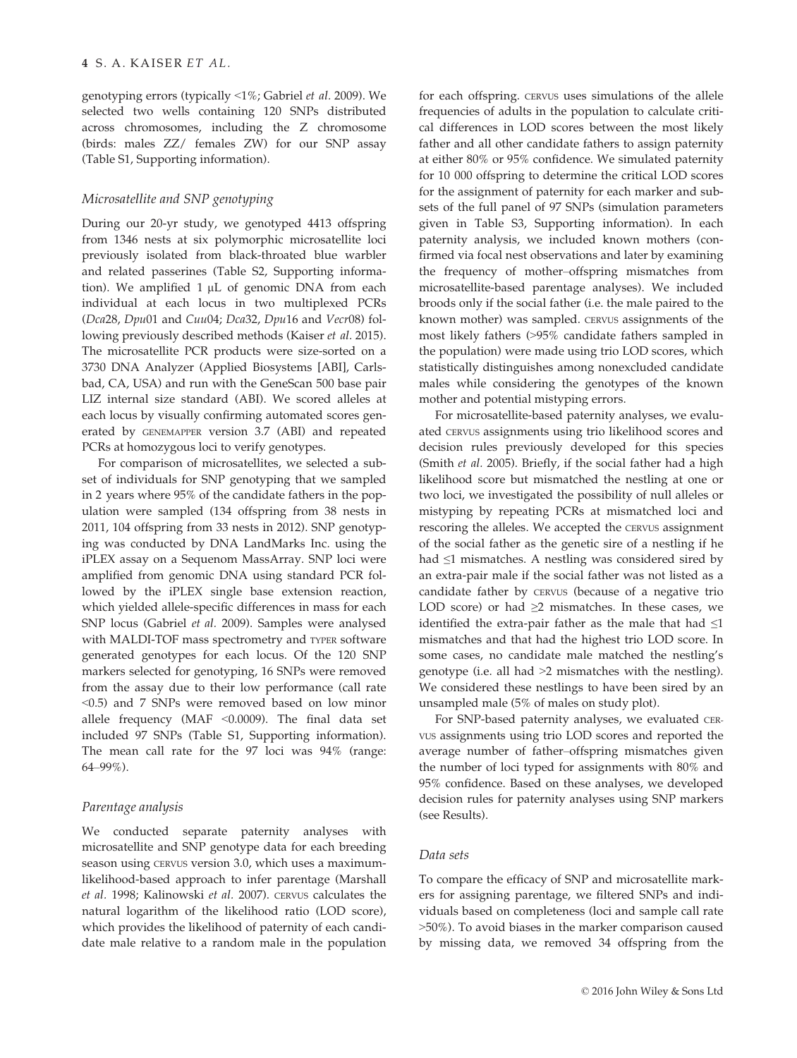genotyping errors (typically <1%; Gabriel *et al.* 2009). We selected two wells containing 120 SNPs distributed across chromosomes, including the Z chromosome (birds: males ZZ/ females ZW) for our SNP assay (Table S1, Supporting information).

### *Microsatellite and SNP genotyping*

During our 20-yr study, we genotyped 4413 offspring from 1346 nests at six polymorphic microsatellite loci previously isolated from black-throated blue warbler and related passerines (Table S2, Supporting information). We amplified 1 μL of genomic DNA from each individual at each locus in two multiplexed PCRs (*Dca*28, *Dpu*01 and *Cuu*04; *Dca*32, *Dpu*16 and *Vecr*08) following previously described methods (Kaiser *et al.* 2015). The microsatellite PCR products were size-sorted on a 3730 DNA Analyzer (Applied Biosystems [ABI], Carlsbad, CA, USA) and run with the GeneScan 500 base pair LIZ internal size standard (ABI). We scored alleles at each locus by visually confirming automated scores generated by GENEMAPPER version 3.7 (ABI) and repeated PCRs at homozygous loci to verify genotypes.

For comparison of microsatellites, we selected a subset of individuals for SNP genotyping that we sampled in 2 years where 95% of the candidate fathers in the population were sampled (134 offspring from 38 nests in 2011, 104 offspring from 33 nests in 2012). SNP genotyping was conducted by DNA LandMarks Inc. using the iPLEX assay on a Sequenom MassArray. SNP loci were amplified from genomic DNA using standard PCR followed by the iPLEX single base extension reaction, which yielded allele-specific differences in mass for each SNP locus (Gabriel *et al.* 2009). Samples were analysed with MALDI-TOF mass spectrometry and TYPER software generated genotypes for each locus. Of the 120 SNP markers selected for genotyping, 16 SNPs were removed from the assay due to their low performance (call rate <0.5) and 7 SNPs were removed based on low minor allele frequency (MAF <0.0009). The final data set included 97 SNPs (Table S1, Supporting information). The mean call rate for the 97 loci was 94% (range: 64–99%).

### *Parentage analysis*

We conducted separate paternity analyses with microsatellite and SNP genotype data for each breeding season using CERVUS version 3.0, which uses a maximum-likelihood-based approach to infer parentage (Marshall *et al.* 1998; Kalinowski *et al.* 2007). CERVUS calculates the natural logarithm of the likelihood ratio (LOD score), which provides the likelihood of paternity of each candidate male relative to a random male in the population for each offspring. CERVUS uses simulations of the allele frequencies of adults in the population to calculate critical differences in LOD scores between the most likely father and all other candidate fathers to assign paternity at either 80% or 95% confidence. We simulated paternity for 10 000 offspring to determine the critical LOD scores for the assignment of paternity for each marker and subsets of the full panel of 97 SNPs (simulation parameters given in Table S3, Supporting information). In each paternity analysis, we included known mothers (confirmed via focal nest observations and later by examining the frequency of mother–offspring mismatches from microsatellite-based parentage analyses). We included broods only if the social father (i.e. the male paired to the known mother) was sampled. CERVUS assignments of the most likely fathers (>95% candidate fathers sampled in the population) were made using trio LOD scores, which statistically distinguishes among nonexcluded candidate males while considering the genotypes of the known mother and potential mistyping errors.

For microsatellite-based paternity analyses, we evaluated CERVUS assignments using trio likelihood scores and decision rules previously developed for this species (Smith *et al.* 2005). Briefly, if the social father had a high likelihood score but mismatched the nestling at one or two loci, we investigated the possibility of null alleles or mistyping by repeating PCRs at mismatched loci and rescoring the alleles. We accepted the CERVUS assignment of the social father as the genetic sire of a nestling if he had ≤1 mismatches. A nestling was considered sired by an extra-pair male if the social father was not listed as a candidate father by CERVUS (because of a negative trio LOD score) or had ≥2 mismatches. In these cases, we identified the extra-pair father as the male that had ≤1 mismatches and that had the highest trio LOD score. In some cases, no candidate male matched the nestling's genotype (i.e. all had >2 mismatches with the nestling). We considered these nestlings to have been sired by an unsampled male (5% of males on study plot).

For SNP-based paternity analyses, we evaluated CERVUS assignments using trio LOD scores and reported the average number of father–offspring mismatches given the number of loci typed for assignments with 80% and 95% confidence. Based on these analyses, we developed decision rules for paternity analyses using SNP markers (see Results).

### *Data sets*

To compare the efficacy of SNP and microsatellite markers for assigning parentage, we filtered SNPs and individuals based on completeness (loci and sample call rate >50%). To avoid biases in the marker comparison caused by missing data, we removed 34 offspring from the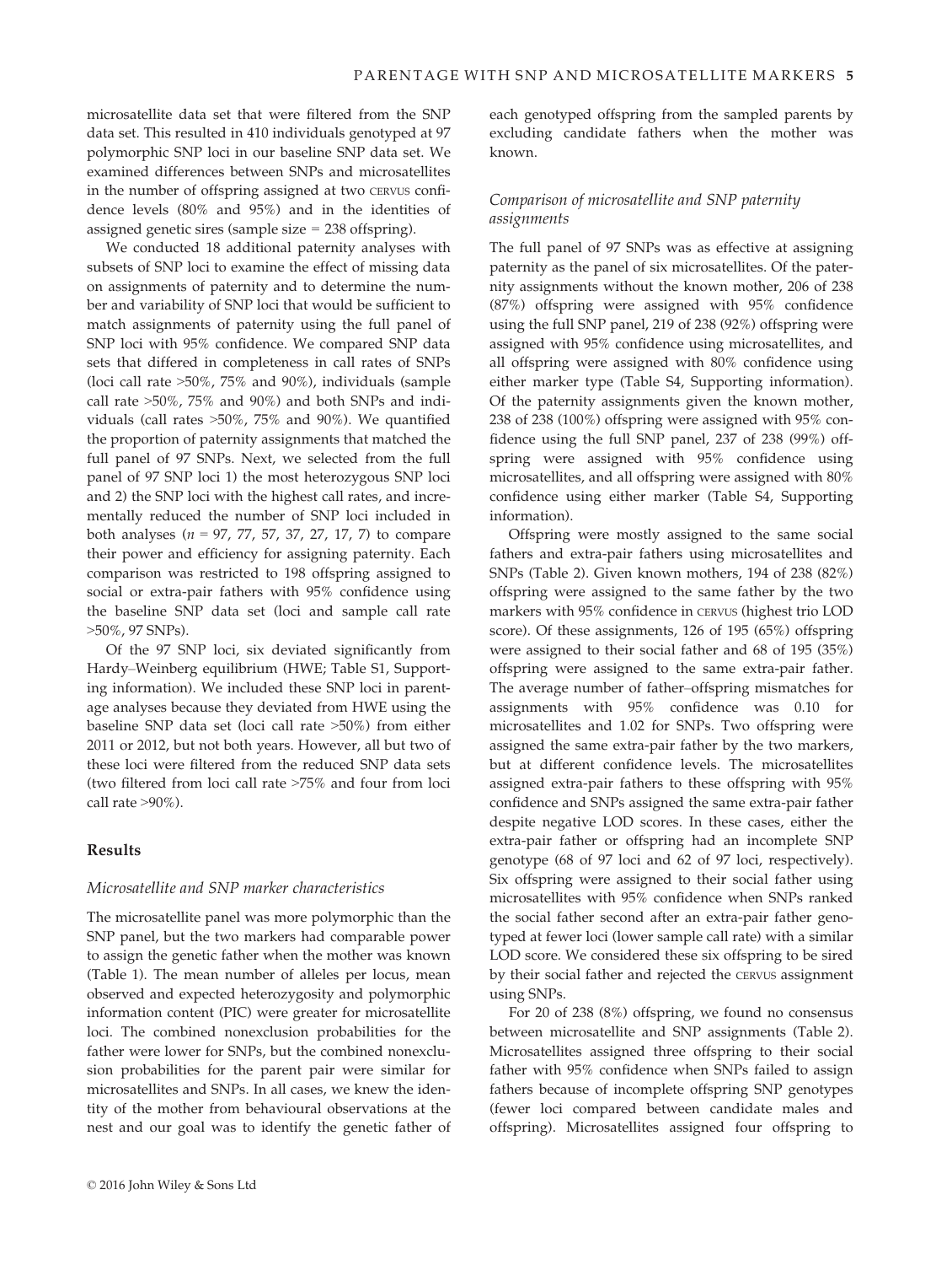microsatellite data set that were filtered from the SNP data set. This resulted in 410 individuals genotyped at 97 polymorphic SNP loci in our baseline SNP data set. We examined differences between SNPs and microsatellites in the number of offspring assigned at two CERVUS confidence levels (80% and 95%) and in the identities of assigned genetic sires (sample size = 238 offspring).

We conducted 18 additional paternity analyses with subsets of SNP loci to examine the effect of missing data on assignments of paternity and to determine the number and variability of SNP loci that would be sufficient to match assignments of paternity using the full panel of SNP loci with 95% confidence. We compared SNP data sets that differed in completeness in call rates of SNPs (loci call rate >50%, 75% and 90%), individuals (sample call rate >50%, 75% and 90%) and both SNPs and individuals (call rates >50%, 75% and 90%). We quantified the proportion of paternity assignments that matched the full panel of 97 SNPs. Next, we selected from the full panel of 97 SNP loci 1) the most heterozygous SNP loci and 2) the SNP loci with the highest call rates, and incrementally reduced the number of SNP loci included in both analyses ($n$ = 97, 77, 57, 37, 27, 17, 7) to compare their power and efficiency for assigning paternity. Each comparison was restricted to 198 offspring assigned to social or extra-pair fathers with 95% confidence using the baseline SNP data set (loci and sample call rate >50%, 97 SNPs).

Of the 97 SNP loci, six deviated significantly from Hardy–Weinberg equilibrium (HWE; Table S1, Supporting information). We included these SNP loci in parentage analyses because they deviated from HWE using the baseline SNP data set (loci call rate >50%) from either 2011 or 2012, but not both years. However, all but two of these loci were filtered from the reduced SNP data sets (two filtered from loci call rate >75% and four from loci call rate >90%).

## Results

### Microsatellite and SNP marker characteristics

The microsatellite panel was more polymorphic than the SNP panel, but the two markers had comparable power to assign the genetic father when the mother was known (Table 1). The mean number of alleles per locus, mean observed and expected heterozygosity and polymorphic information content (PIC) were greater for microsatellite loci. The combined nonexclusion probabilities for the father were lower for SNPs, but the combined nonexclusion probabilities for the parent pair were similar for microsatellites and SNPs. In all cases, we knew the identity of the mother from behavioural observations at the nest and our goal was to identify the genetic father of each genotyped offspring from the sampled parents by excluding candidate fathers when the mother was known.

### Comparison of microsatellite and SNP paternity assignments

The full panel of 97 SNPs was as effective at assigning paternity as the panel of six microsatellites. Of the paternity assignments without the known mother, 206 of 238 (87%) offspring were assigned with 95% confidence using the full SNP panel, 219 of 238 (92%) offspring were assigned with 95% confidence using microsatellites, and all offspring were assigned with 80% confidence using either marker type (Table S4, Supporting information). Of the paternity assignments given the known mother, 238 of 238 (100%) offspring were assigned with 95% confidence using the full SNP panel, 237 of 238 (99%) offspring were assigned with 95% confidence using microsatellites, and all offspring were assigned with 80% confidence using either marker (Table S4, Supporting information).

Offspring were mostly assigned to the same social fathers and extra-pair fathers using microsatellites and SNPs (Table 2). Given known mothers, 194 of 238 (82%) offspring were assigned to the same father by the two markers with 95% confidence in CERVUS (highest trio LOD score). Of these assignments, 126 of 195 (65%) offspring were assigned to their social father and 68 of 195 (35%) offspring were assigned to the same extra-pair father. The average number of father–offspring mismatches for assignments with 95% confidence was 0.10 for microsatellites and 1.02 for SNPs. Two offspring were assigned the same extra-pair father by the two markers, but at different confidence levels. The microsatellites assigned extra-pair fathers to these offspring with 95% confidence and SNPs assigned the same extra-pair father despite negative LOD scores. In these cases, either the extra-pair father or offspring had an incomplete SNP genotype (68 of 97 loci and 62 of 97 loci, respectively). Six offspring were assigned to their social father using microsatellites with 95% confidence when SNPs ranked the social father second after an extra-pair father genotyped at fewer loci (lower sample call rate) with a similar LOD score. We considered these six offspring to be sired by their social father and rejected the CERVUS assignment using SNPs.

For 20 of 238 (8%) offspring, we found no consensus between microsatellite and SNP assignments (Table 2). Microsatellites assigned three offspring to their social father with 95% confidence when SNPs failed to assign fathers because of incomplete offspring SNP genotypes (fewer loci compared between candidate males and offspring). Microsatellites assigned four offspring to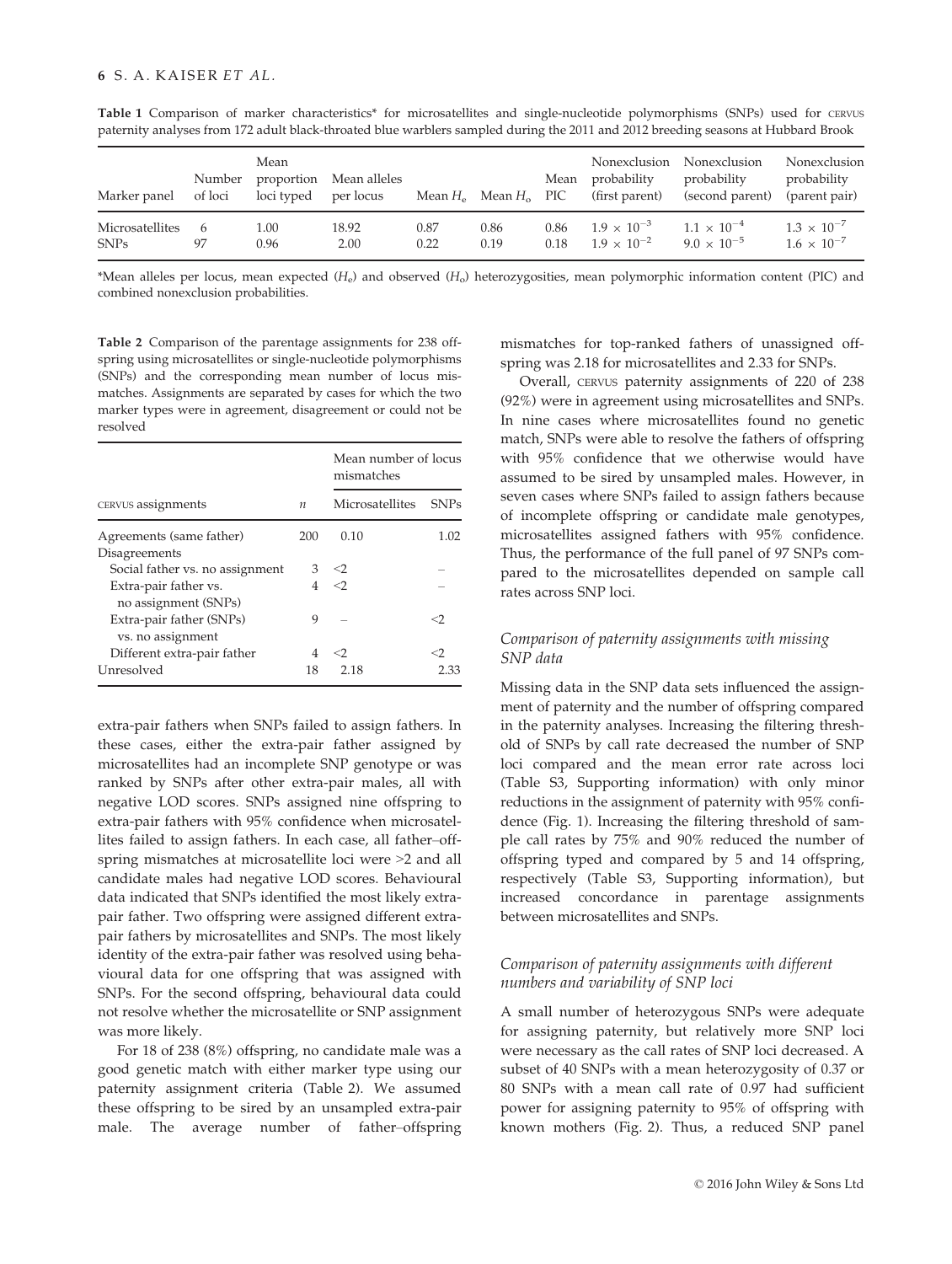**Table 1** Comparison of marker characteristics* for microsatellites and single-nucleotide polymorphisms (SNPs) used for CERVUS paternity analyses from 172 adult black-throated blue warblers sampled during the 2011 and 2012 breeding seasons at Hubbard Brook

| Marker panel | Number of loci | Mean proportion loci typed | Mean alleles per locus | Mean $H_e$ | Mean $H_o$ | Mean PIC | Nonexclusion probability (first parent) | Nonexclusion probability (second parent) | Nonexclusion probability (parent pair) |
|---|---|---|---|---|---|---|---|---|---|
| Microsatellites | 6 | 1.00 | 18.92 | 0.87 | 0.86 | 0.86 | $1.9 \times 10^{-3}$ | $1.1 \times 10^{-4}$ | $1.3 \times 10^{-7}$ |
| SNPs | 97 | 0.96 | 2.00 | 0.22 | 0.19 | 0.18 | $1.9 \times 10^{-2}$ | $9.0 \times 10^{-5}$ | $1.6 \times 10^{-7}$ |

*Mean alleles per locus, mean expected ($H_e$) and observed ($H_o$) heterozygosities, mean polymorphic information content (PIC) and combined nonexclusion probabilities.

**Table 2** Comparison of the parentage assignments for 238 offspring using microsatellites or single-nucleotide polymorphisms (SNPs) and the corresponding mean number of locus mismatches. Assignments are separated by cases for which the two marker types were in agreement, disagreement or could not be resolved

| | | Mean number of locus mismatches | |
|---|---|---|---|
| CERVUS assignments | $n$ | Microsatellites | SNPs |
| Agreements (same father) | 200 | 0.10 | 1.02 |
| Disagreements | | | |
| Social father vs. no assignment | 3 | <2 | – |
| Extra-pair father vs. no assignment (SNPs) | 4 | <2 | – |
| Extra-pair father (SNPs) vs. no assignment | 9 | – | <2 |
| Different extra-pair father | 4 | <2 | <2 |
| Unresolved | 18 | 2.18 | 2.33 |

extra-pair fathers when SNPs failed to assign fathers. In these cases, either the extra-pair father assigned by microsatellites had an incomplete SNP genotype or was ranked by SNPs after other extra-pair males, all with negative LOD scores. SNPs assigned nine offspring to extra-pair fathers with 95% confidence when microsatellites failed to assign fathers. In each case, all father–offspring mismatches at microsatellite loci were >2 and all candidate males had negative LOD scores. Behavioural data indicated that SNPs identified the most likely extra-pair father. Two offspring were assigned different extra-pair fathers by microsatellites and SNPs. The most likely identity of the extra-pair father was resolved using behavioural data for one offspring that was assigned with SNPs. For the second offspring, behavioural data could not resolve whether the microsatellite or SNP assignment was more likely.

For 18 of 238 (8%) offspring, no candidate male was a good genetic match with either marker type using our paternity assignment criteria (Table 2). We assumed these offspring to be sired by an unsampled extra-pair male. The average number of father–offspring mismatches for top-ranked fathers of unassigned offspring was 2.18 for microsatellites and 2.33 for SNPs.

Overall, CERVUS paternity assignments of 220 of 238 (92%) were in agreement using microsatellites and SNPs. In nine cases where microsatellites found no genetic match, SNPs were able to resolve the fathers of offspring with 95% confidence that we otherwise would have assumed to be sired by unsampled males. However, in seven cases where SNPs failed to assign fathers because of incomplete offspring or candidate male genotypes, microsatellites assigned fathers with 95% confidence. Thus, the performance of the full panel of 97 SNPs compared to the microsatellites depended on sample call rates across SNP loci.

### *Comparison of paternity assignments with missing SNP data*

Missing data in the SNP data sets influenced the assignment of paternity and the number of offspring compared in the paternity analyses. Increasing the filtering threshold of SNPs by call rate decreased the number of SNP loci compared and the mean error rate across loci (Table S3, Supporting information) with only minor reductions in the assignment of paternity with 95% confidence (Fig. 1). Increasing the filtering threshold of sample call rates by 75% and 90% reduced the number of offspring typed and compared by 5 and 14 offspring, respectively (Table S3, Supporting information), but increased concordance in parentage assignments between microsatellites and SNPs.

### *Comparison of paternity assignments with different numbers and variability of SNP loci*

A small number of heterozygous SNPs were adequate for assigning paternity, but relatively more SNP loci were necessary as the call rates of SNP loci decreased. A subset of 40 SNPs with a mean heterozygosity of 0.37 or 80 SNPs with a mean call rate of 0.97 had sufficient power for assigning paternity to 95% of offspring with known mothers (Fig. 2). Thus, a reduced SNP panel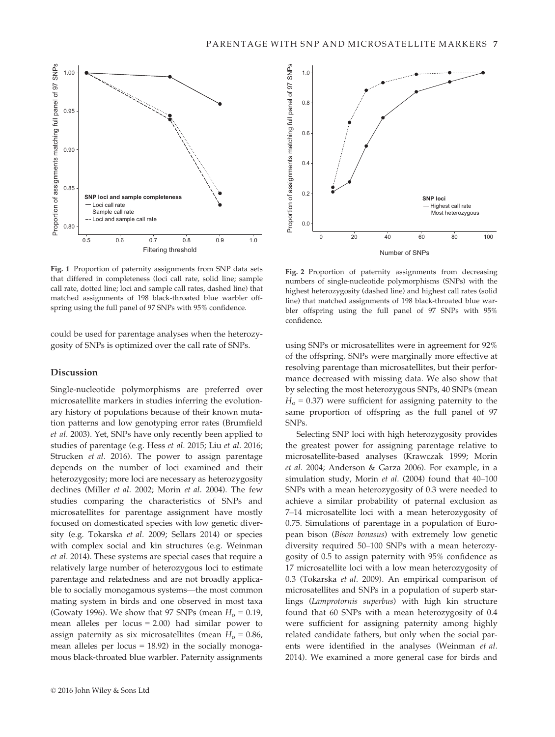**Fig. 1** Proportion of paternity assignments from SNP data sets that differed in completeness (loci call rate, solid line; sample call rate, dotted line; loci and sample call rates, dashed line) that matched assignments of 198 black-throated blue warbler offspring using the full panel of 97 SNPs with 95% confidence.

**Fig. 2** Proportion of paternity assignments from decreasing numbers of single-nucleotide polymorphisms (SNPs) with the highest heterozygosity (dashed line) and highest call rates (solid line) that matched assignments of 198 black-throated blue warbler offspring using the full panel of 97 SNPs with 95% confidence.

could be used for parentage analyses when the heterozygosity of SNPs is optimized over the call rate of SNPs.

## Discussion

Single-nucleotide polymorphisms are preferred over microsatellite markers in studies inferring the evolutionary history of populations because of their known mutation patterns and low genotyping error rates (Brumfield *et al.* 2003). Yet, SNPs have only recently been applied to studies of parentage (e.g. Hess *et al.* 2015; Liu *et al.* 2016; Strucken *et al.* 2016). The power to assign parentage depends on the number of loci examined and their heterozygosity; more loci are necessary as heterozygosity declines (Miller *et al.* 2002; Morin *et al.* 2004). The few studies comparing the characteristics of SNPs and microsatellites for parentage assignment have mostly focused on domesticated species with low genetic diversity (e.g. Tokarska *et al.* 2009; Sellars 2014) or species with complex social and kin structures (e.g. Weinman *et al.* 2014). These systems are special cases that require a relatively large number of heterozygous loci to estimate parentage and relatedness and are not broadly applicable to socially monogamous systems—the most common mating system in birds and one observed in most taxa (Gowaty 1996). We show that 97 SNPs (mean $H_o = 0.19$, mean alleles per locus = 2.00) had similar power to assign paternity as six microsatellites (mean $H_o = 0.86$, mean alleles per locus = 18.92) in the socially monogamous black-throated blue warbler. Paternity assignments using SNPs or microsatellites were in agreement for 92% of the offspring. SNPs were marginally more effective at resolving parentage than microsatellites, but their performance decreased with missing data. We also show that by selecting the most heterozygous SNPs, 40 SNPs (mean $H_o = 0.37$) were sufficient for assigning paternity to the same proportion of offspring as the full panel of 97 SNPs.

Selecting SNP loci with high heterozygosity provides the greatest power for assigning parentage relative to microsatellite-based analyses (Krawczak 1999; Morin *et al.* 2004; Anderson & Garza 2006). For example, in a simulation study, Morin *et al.* (2004) found that 40–100 SNPs with a mean heterozygosity of 0.3 were needed to achieve a similar probability of paternal exclusion as 7–14 microsatellite loci with a mean heterozygosity of 0.75. Simulations of parentage in a population of European bison (*Bison bonasus*) with extremely low genetic diversity required 50–100 SNPs with a mean heterozygosity of 0.5 to assign paternity with 95% confidence as 17 microsatellite loci with a low mean heterozygosity of 0.3 (Tokarska *et al.* 2009). An empirical comparison of microsatellites and SNPs in a population of superb starlings (*Lamprotornis superbus*) with high kin structure found that 60 SNPs with a mean heterozygosity of 0.4 were sufficient for assigning paternity among highly related candidate fathers, but only when the social parents were identified in the analyses (Weinman *et al.* 2014). We examined a more general case for birds and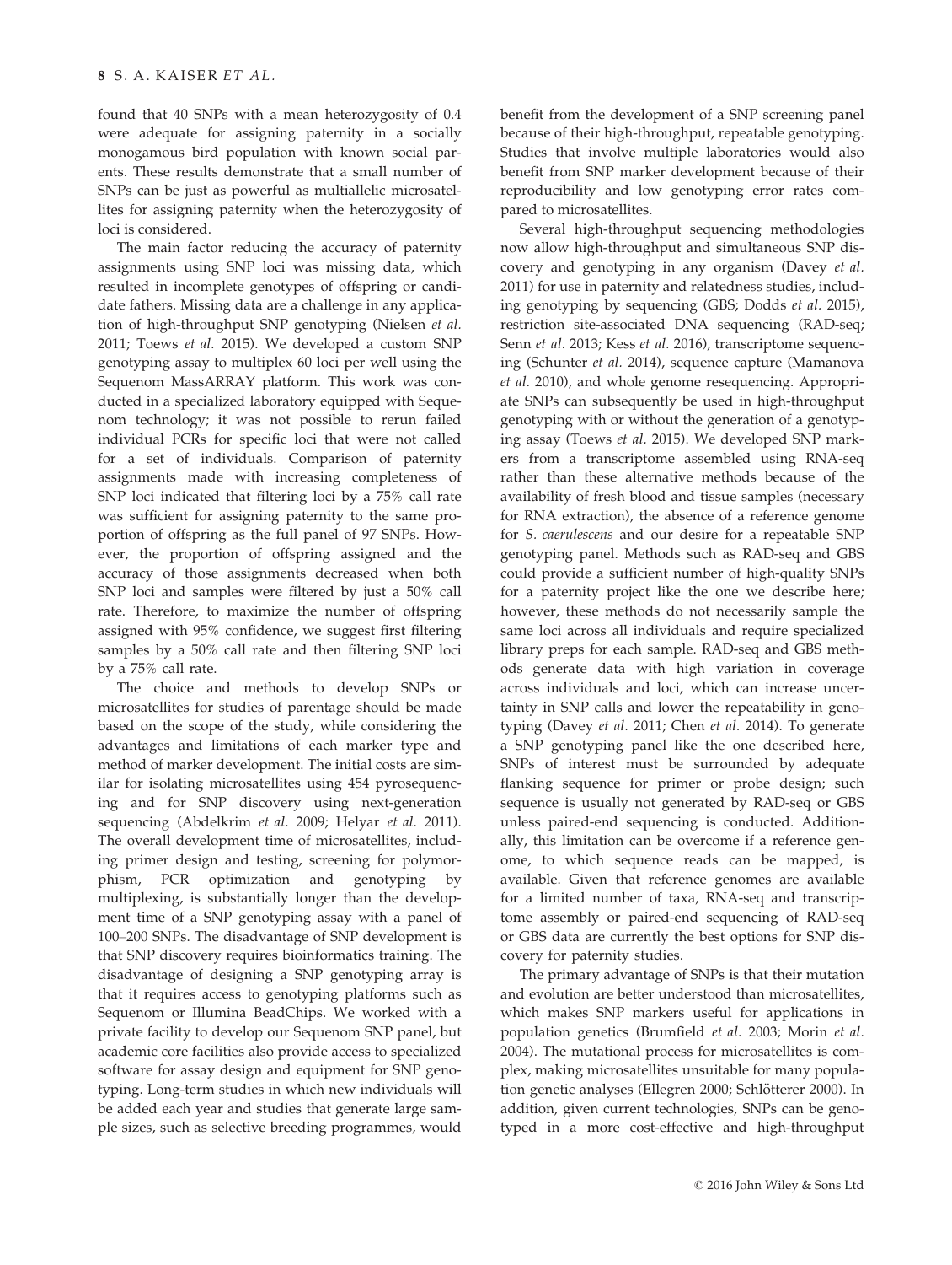found that 40 SNPs with a mean heterozygosity of 0.4 were adequate for assigning paternity in a socially monogamous bird population with known social parents. These results demonstrate that a small number of SNPs can be just as powerful as multiallelic microsatellites for assigning paternity when the heterozygosity of loci is considered.

The main factor reducing the accuracy of paternity assignments using SNP loci was missing data, which resulted in incomplete genotypes of offspring or candidate fathers. Missing data are a challenge in any application of high-throughput SNP genotyping (Nielsen *et al.* 2011; Toews *et al.* 2015). We developed a custom SNP genotyping assay to multiplex 60 loci per well using the Sequenom MassARRAY platform. This work was conducted in a specialized laboratory equipped with Sequenom technology; it was not possible to rerun failed individual PCRs for specific loci that were not called for a set of individuals. Comparison of paternity assignments made with increasing completeness of SNP loci indicated that filtering loci by a 75% call rate was sufficient for assigning paternity to the same proportion of offspring as the full panel of 97 SNPs. However, the proportion of offspring assigned and the accuracy of those assignments decreased when both SNP loci and samples were filtered by just a 50% call rate. Therefore, to maximize the number of offspring assigned with 95% confidence, we suggest first filtering samples by a 50% call rate and then filtering SNP loci by a 75% call rate.

The choice and methods to develop SNPs or microsatellites for studies of parentage should be made based on the scope of the study, while considering the advantages and limitations of each marker type and method of marker development. The initial costs are similar for isolating microsatellites using 454 pyrosequencing and for SNP discovery using next-generation sequencing (Abdelkrim *et al.* 2009; Helyar *et al.* 2011). The overall development time of microsatellites, including primer design and testing, screening for polymorphism, PCR optimization and genotyping by multiplexing, is substantially longer than the development time of a SNP genotyping assay with a panel of 100–200 SNPs. The disadvantage of SNP development is that SNP discovery requires bioinformatics training. The disadvantage of designing a SNP genotyping array is that it requires access to genotyping platforms such as Sequenom or Illumina BeadChips. We worked with a private facility to develop our Sequenom SNP panel, but academic core facilities also provide access to specialized software for assay design and equipment for SNP genotyping. Long-term studies in which new individuals will be added each year and studies that generate large sample sizes, such as selective breeding programmes, would benefit from the development of a SNP screening panel because of their high-throughput, repeatable genotyping. Studies that involve multiple laboratories would also benefit from SNP marker development because of their reproducibility and low genotyping error rates compared to microsatellites.

Several high-throughput sequencing methodologies now allow high-throughput and simultaneous SNP discovery and genotyping in any organism (Davey *et al.* 2011) for use in paternity and relatedness studies, including genotyping by sequencing (GBS; Dodds *et al.* 2015), restriction site-associated DNA sequencing (RAD-seq; Senn *et al.* 2013; Kess *et al.* 2016), transcriptome sequencing (Schunter *et al.* 2014), sequence capture (Mamanova *et al.* 2010), and whole genome resequencing. Appropriate SNPs can subsequently be used in high-throughput genotyping with or without the generation of a genotyping assay (Toews *et al.* 2015). We developed SNP markers from a transcriptome assembled using RNA-seq rather than these alternative methods because of the availability of fresh blood and tissue samples (necessary for RNA extraction), the absence of a reference genome for *S. caerulescens* and our desire for a repeatable SNP genotyping panel. Methods such as RAD-seq and GBS could provide a sufficient number of high-quality SNPs for a paternity project like the one we describe here; however, these methods do not necessarily sample the same loci across all individuals and require specialized library preps for each sample. RAD-seq and GBS methods generate data with high variation in coverage across individuals and loci, which can increase uncertainty in SNP calls and lower the repeatability in genotyping (Davey *et al.* 2011; Chen *et al.* 2014). To generate a SNP genotyping panel like the one described here, SNPs of interest must be surrounded by adequate flanking sequence for primer or probe design; such sequence is usually not generated by RAD-seq or GBS unless paired-end sequencing is conducted. Additionally, this limitation can be overcome if a reference genome, to which sequence reads can be mapped, is available. Given that reference genomes are available for a limited number of taxa, RNA-seq and transcriptome assembly or paired-end sequencing of RAD-seq or GBS data are currently the best options for SNP discovery for paternity studies.

The primary advantage of SNPs is that their mutation and evolution are better understood than microsatellites, which makes SNP markers useful for applications in population genetics (Brumfield *et al.* 2003; Morin *et al.* 2004). The mutational process for microsatellites is complex, making microsatellites unsuitable for many population genetic analyses (Ellegren 2000; Schlötterer 2000). In addition, given current technologies, SNPs can be genotyped in a more cost-effective and high-throughput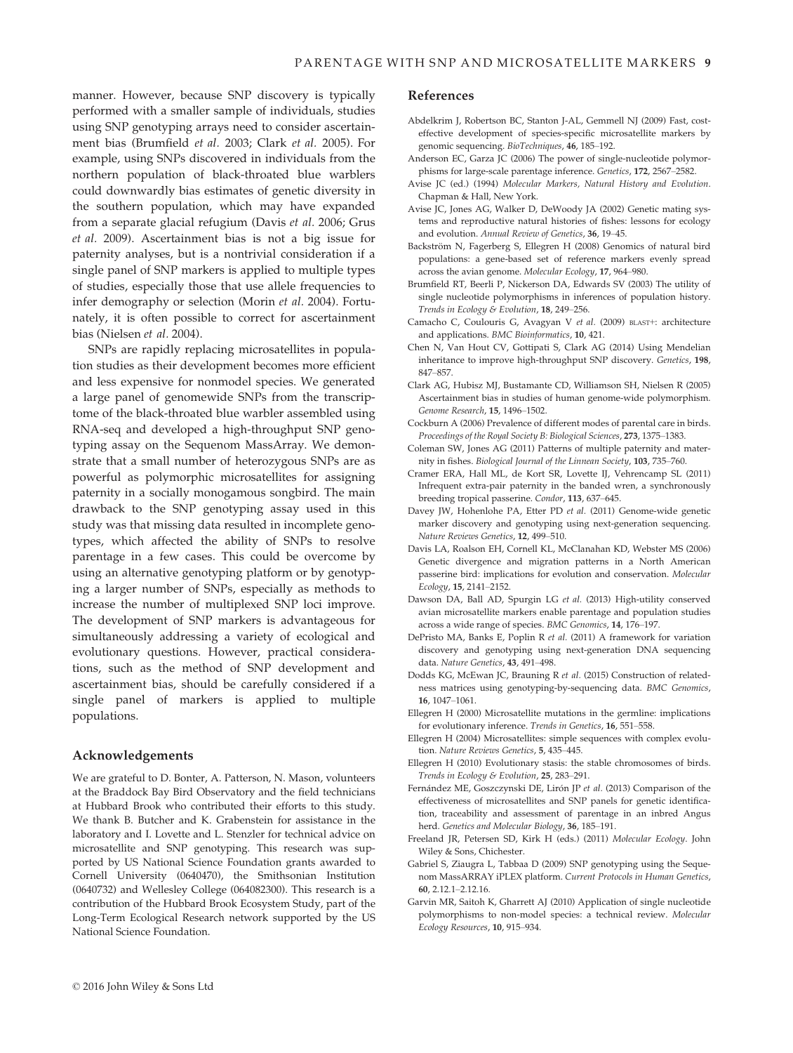manner. However, because SNP discovery is typically performed with a smaller sample of individuals, studies using SNP genotyping arrays need to consider ascertainment bias (Brumfield *et al.* 2003; Clark *et al.* 2005). For example, using SNPs discovered in individuals from the northern population of black-throated blue warblers could downwardly bias estimates of genetic diversity in the southern population, which may have expanded from a separate glacial refugium (Davis *et al.* 2006; Grus *et al.* 2009). Ascertainment bias is not a big issue for paternity analyses, but is a nontrivial consideration if a single panel of SNP markers is applied to multiple types of studies, especially those that use allele frequencies to infer demography or selection (Morin *et al.* 2004). Fortunately, it is often possible to correct for ascertainment bias (Nielsen *et al.* 2004).

SNPs are rapidly replacing microsatellites in population studies as their development becomes more efficient and less expensive for nonmodel species. We generated a large panel of genomewide SNPs from the transcriptome of the black-throated blue warbler assembled using RNA-seq and developed a high-throughput SNP genotyping assay on the Sequenom MassArray. We demonstrate that a small number of heterozygous SNPs are as powerful as polymorphic microsatellites for assigning paternity in a socially monogamous songbird. The main drawback to the SNP genotyping assay used in this study was that missing data resulted in incomplete genotypes, which affected the ability of SNPs to resolve parentage in a few cases. This could be overcome by using an alternative genotyping platform or by genotyping a larger number of SNPs, especially as methods to increase the number of multiplexed SNP loci improve. The development of SNP markers is advantageous for simultaneously addressing a variety of ecological and evolutionary questions. However, practical considerations, such as the method of SNP development and ascertainment bias, should be carefully considered if a single panel of markers is applied to multiple populations.

## Acknowledgements

We are grateful to D. Bonter, A. Patterson, N. Mason, volunteers at the Braddock Bay Bird Observatory and the field technicians at Hubbard Brook who contributed their efforts to this study. We thank B. Butcher and K. Grabenstein for assistance in the laboratory and I. Lovette and L. Stenzler for technical advice on microsatellite and SNP genotyping. This research was supported by US National Science Foundation grants awarded to Cornell University (0640470), the Smithsonian Institution (0640732) and Wellesley College (064082300). This research is a contribution of the Hubbard Brook Ecosystem Study, part of the Long-Term Ecological Research network supported by the US National Science Foundation.

## References

Abdelkrim J, Robertson BC, Stanton J-AL, Gemmell NJ (2009) Fast, cost-effective development of species-specific microsatellite markers by genomic sequencing. *BioTechniques*, **46**, 185–192.

Anderson EC, Garza JC (2006) The power of single-nucleotide polymorphisms for large-scale parentage inference. *Genetics*, **172**, 2567–2582.

Avise JC (ed.) (1994) *Molecular Markers, Natural History and Evolution*. Chapman & Hall, New York.

Avise JC, Jones AG, Walker D, DeWoody JA (2002) Genetic mating systems and reproductive natural histories of fishes: lessons for ecology and evolution. *Annual Review of Genetics*, **36**, 19–45.

Backström N, Fagerberg S, Ellegren H (2008) Genomics of natural bird populations: a gene-based set of reference markers evenly spread across the avian genome. *Molecular Ecology*, **17**, 964–980.

Brumfield RT, Beerli P, Nickerson DA, Edwards SV (2003) The utility of single nucleotide polymorphisms in inferences of population history. *Trends in Ecology & Evolution*, **18**, 249–256.

Camacho C, Coulouris G, Avagyan V *et al.* (2009) BLAST+: architecture and applications. *BMC Bioinformatics*, **10**, 421.

Chen N, Van Hout CV, Gottipati S, Clark AG (2014) Using Mendelian inheritance to improve high-throughput SNP discovery. *Genetics*, **198**, 847–857.

Clark AG, Hubisz MJ, Bustamante CD, Williamson SH, Nielsen R (2005) Ascertainment bias in studies of human genome-wide polymorphism. *Genome Research*, **15**, 1496–1502.

Cockburn A (2006) Prevalence of different modes of parental care in birds. *Proceedings of the Royal Society B: Biological Sciences*, **273**, 1375–1383.

Coleman SW, Jones AG (2011) Patterns of multiple paternity and maternity in fishes. *Biological Journal of the Linnean Society*, **103**, 735–760.

Cramer ERA, Hall ML, de Kort SR, Lovette IJ, Vehrencamp SL (2011) Infrequent extra-pair paternity in the banded wren, a synchronously breeding tropical passerine. *Condor*, **113**, 637–645.

Davey JW, Hohenlohe PA, Etter PD *et al.* (2011) Genome-wide genetic marker discovery and genotyping using next-generation sequencing. *Nature Reviews Genetics*, **12**, 499–510.

Davis LA, Roalson EH, Cornell KL, McClanahan KD, Webster MS (2006) Genetic divergence and migration patterns in a North American passerine bird: implications for evolution and conservation. *Molecular Ecology*, **15**, 2141–2152.

Dawson DA, Ball AD, Spurgin LG *et al.* (2013) High-utility conserved avian microsatellite markers enable parentage and population studies across a wide range of species. *BMC Genomics*, **14**, 176–197.

DePristo MA, Banks E, Poplin R *et al.* (2011) A framework for variation discovery and genotyping using next-generation DNA sequencing data. *Nature Genetics*, **43**, 491–498.

Dodds KG, McEwan JC, Brauning R *et al.* (2015) Construction of relatedness matrices using genotyping-by-sequencing data. *BMC Genomics*, **16**, 1047–1061.

Ellegren H (2000) Microsatellite mutations in the germline: implications for evolutionary inference. *Trends in Genetics*, **16**, 551–558.

Ellegren H (2004) Microsatellites: simple sequences with complex evolution. *Nature Reviews Genetics*, **5**, 435–445.

Ellegren H (2010) Evolutionary stasis: the stable chromosomes of birds. *Trends in Ecology & Evolution*, **25**, 283–291.

Fernández ME, Goszczynski DE, Lirón JP *et al.* (2013) Comparison of the effectiveness of microsatellites and SNP panels for genetic identification, traceability and assessment of parentage in an inbred Angus herd. *Genetics and Molecular Biology*, **36**, 185–191.

Freeland JR, Petersen SD, Kirk H (eds.) (2011) *Molecular Ecology*. John Wiley & Sons, Chichester.

Gabriel S, Ziaugra L, Tabbaa D (2009) SNP genotyping using the Sequenom MassARRAY iPLEX platform. *Current Protocols in Human Genetics*, **60**, 2.12.1–2.12.16.

Garvin MR, Saitoh K, Gharrett AJ (2010) Application of single nucleotide polymorphisms to non-model species: a technical review. *Molecular Ecology Resources*, **10**, 915–934.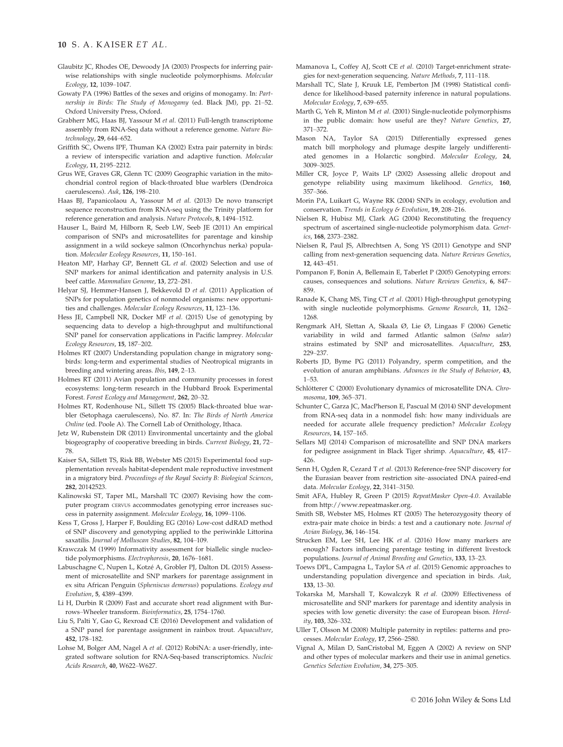Glaubitz JC, Rhodes OE, Dewoody JA (2003) Prospects for inferring pairwise relationships with single nucleotide polymorphisms. *Molecular Ecology*, **12**, 1039–1047.

Gowaty PA (1996) Battles of the sexes and origins of monogamy. In: *Partnership in Birds: The Study of Monogamy* (ed. Black JM), pp. 21–52. Oxford University Press, Oxford.

Grabherr MG, Haas BJ, Yassour M *et al.* (2011) Full-length transcriptome assembly from RNA-Seq data without a reference genome. *Nature Biotechnology*, **29**, 644–652.

Griffith SC, Owens IPF, Thuman KA (2002) Extra pair paternity in birds: a review of interspecific variation and adaptive function. *Molecular Ecology*, **11**, 2195–2212.

Grus WE, Graves GR, Glenn TC (2009) Geographic variation in the mitochondrial control region of black-throated blue warblers (Dendroica caerulescens). *Auk*, **126**, 198–210.

Haas BJ, Papanicolaou A, Yassour M *et al.* (2013) De novo transcript sequence reconstruction from RNA-seq using the Trinity platform for reference generation and analysis. *Nature Protocols*, **8**, 1494–1512.

Hauser L, Baird M, Hilborn R, Seeb LW, Seeb JE (2011) An empirical comparison of SNPs and microsatellites for parentage and kinship assignment in a wild sockeye salmon (Oncorhynchus nerka) population. *Molecular Ecology Resources*, **11**, 150–161.

Heaton MP, Harhay GP, Bennett GL *et al.* (2002) Selection and use of SNP markers for animal identification and paternity analysis in U.S. beef cattle. *Mammalian Genome*, **13**, 272–281.

Helyar SJ, Hemmer-Hansen J, Bekkevold D *et al.* (2011) Application of SNPs for population genetics of nonmodel organisms: new opportunities and challenges. *Molecular Ecology Resources*, **11**, 123–136.

Hess JE, Campbell NR, Docker MF *et al.* (2015) Use of genotyping by sequencing data to develop a high-throughput and multifunctional SNP panel for conservation applications in Pacific lamprey. *Molecular Ecology Resources*, **15**, 187–202.

Holmes RT (2007) Understanding population change in migratory songbirds: long-term and experimental studies of Neotropical migrants in breeding and wintering areas. *Ibis*, **149**, 2–13.

Holmes RT (2011) Avian population and community processes in forest ecosystems: long-term research in the Hubbard Brook Experimental Forest. *Forest Ecology and Management*, **262**, 20–32.

Holmes RT, Rodenhouse NL, Sillett TS (2005) Black-throated blue warbler (Setophaga caerulescens), No. 87. In: *The Birds of North America Online* (ed. Poole A). The Cornell Lab of Ornithology, Ithaca.

Jetz W, Rubenstein DR (2011) Environmental uncertainty and the global biogeography of cooperative breeding in birds. *Current Biology*, **21**, 72–78.

Kaiser SA, Sillett TS, Risk BB, Webster MS (2015) Experimental food supplementation reveals habitat-dependent male reproductive investment in a migratory bird. *Proceedings of the Royal Society B: Biological Sciences*, **282**, 20142523.

Kalinowski ST, Taper ML, Marshall TC (2007) Revising how the computer program CERVUS accommodates genotyping error increases success in paternity assignment. *Molecular Ecology*, **16**, 1099–1106.

Kess T, Gross J, Harper F, Boulding EG (2016) Low-cost ddRAD method of SNP discovery and genotyping applied to the periwinkle Littorina saxatilis. *Journal of Molluscan Studies*, **82**, 104–109.

Krawczak M (1999) Informativity assessment for biallelic single nucleotide polymorphisms. *Electrophoresis*, **20**, 1676–1681.

Labuschagne C, Nupen L, Kotzé A, Grobler PJ, Dalton DL (2015) Assessment of microsatellite and SNP markers for parentage assignment in ex situ African Penguin (*Spheniscus demersus*) populations. *Ecology and Evolution*, **5**, 4389–4399.

Li H, Durbin R (2009) Fast and accurate short read alignment with Burrows–Wheeler transform. *Bioinformatics*, **25**, 1754–1760.

Liu S, Palti Y, Gao G, Rexroad CE (2016) Development and validation of a SNP panel for parentage assignment in rainbox trout. *Aquaculture*, **452**, 178–182.

Lohse M, Bolger AM, Nagel A *et al.* (2012) RobiNA: a user-friendly, integrated software solution for RNA-Seq-based transcriptomics. *Nucleic Acids Research*, **40**, W622–W627.

Mamanova L, Coffey AJ, Scott CE *et al.* (2010) Target-enrichment strategies for next-generation sequencing. *Nature Methods*, **7**, 111–118.

Marshall TC, Slate J, Kruuk LE, Pemberton JM (1998) Statistical confidence for likelihood-based paternity inference in natural populations. *Molecular Ecology*, **7**, 639–655.

Marth G, Yeh R, Minton M *et al.* (2001) Single-nucleotide polymorphisms in the public domain: how useful are they? *Nature Genetics*, **27**, 371–372.

Mason NA, Taylor SA (2015) Differentially expressed genes match bill morphology and plumage despite largely undifferentiated genomes in a Holarctic songbird. *Molecular Ecology*, **24**, 3009–3025.

Miller CR, Joyce P, Waits LP (2002) Assessing allelic dropout and genotype reliability using maximum likelihood. *Genetics*, **160**, 357–366.

Morin PA, Luikart G, Wayne RK (2004) SNPs in ecology, evolution and conservation. *Trends in Ecology & Evolution*, **19**, 208–216.

Nielsen R, Hubisz MJ, Clark AG (2004) Reconstituting the frequency spectrum of ascertained single-nucleotide polymorphism data. *Genetics*, **168**, 2373–2382.

Nielsen R, Paul JS, Albrechtsen A, Song YS (2011) Genotype and SNP calling from next-generation sequencing data. *Nature Reviews Genetics*, **12**, 443–451.

Pompanon F, Bonin A, Bellemain E, Taberlet P (2005) Genotyping errors: causes, consequences and solutions. *Nature Reviews Genetics*, **6**, 847–859.

Ranade K, Chang MS, Ting CT *et al.* (2001) High-throughput genotyping with single nucleotide polymorphisms. *Genome Research*, **11**, 1262–1268.

Rengmark AH, Slettan A, Skaala Ø, Lie Ø, Lingaas F (2006) Genetic variability in wild and farmed Atlantic salmon (*Salmo salar*) strains estimated by SNP and microsatellites. *Aquaculture*, **253**, 229–237.

Roberts JD, Byme PG (2011) Polyandry, sperm competition, and the evolution of anuran amphibians. *Advances in the Study of Behavior*, **43**, 1–53.

Schlötterer C (2000) Evolutionary dynamics of microsatellite DNA. *Chromosoma*, **109**, 365–371.

Schunter C, Garza JC, MacPherson E, Pascual M (2014) SNP development from RNA-seq data in a nonmodel fish: how many individuals are needed for accurate allele frequency prediction? *Molecular Ecology Resources*, **14**, 157–165.

Sellars MJ (2014) Comparison of microsatellite and SNP DNA markers for pedigree assignment in Black Tiger shrimp. *Aquaculture*, **45**, 417–426.

Senn H, Ogden R, Cezard T *et al.* (2013) Reference-free SNP discovery for the Eurasian beaver from restriction site–associated DNA paired-end data. *Molecular Ecology*, **22**, 3141–3150.

Smit AFA, Hubley R, Green P (2015) *RepeatMasker Open-4.0*. Available from http://www.repeatmasker.org.

Smith SB, Webster MS, Holmes RT (2005) The heterozygosity theory of extra-pair mate choice in birds: a test and a cautionary note. *Journal of Avian Biology*, **36**, 146–154.

Strucken EM, Lee SH, Lee HK *et al.* (2016) How many markers are enough? Factors influencing parentage testing in different livestock populations. *Journal of Animal Breeding and Genetics*, **133**, 13–23.

Toews DPL, Campagna L, Taylor SA *et al.* (2015) Genomic approaches to understanding population divergence and speciation in birds. *Auk*, **133**, 13–30.

Tokarska M, Marshall T, Kowalczyk R *et al.* (2009) Effectiveness of microsatellite and SNP markers for parentage and identity analysis in species with low genetic diversity: the case of European bison. *Heredity*, **103**, 326–332.

Uller T, Olsson M (2008) Multiple paternity in reptiles: patterns and processes. *Molecular Ecology*, **17**, 2566–2580.

Vignal A, Milan D, SanCristobal M, Eggen A (2002) A review on SNP and other types of molecular markers and their use in animal genetics. *Genetics Selection Evolution*, **34**, 275–305.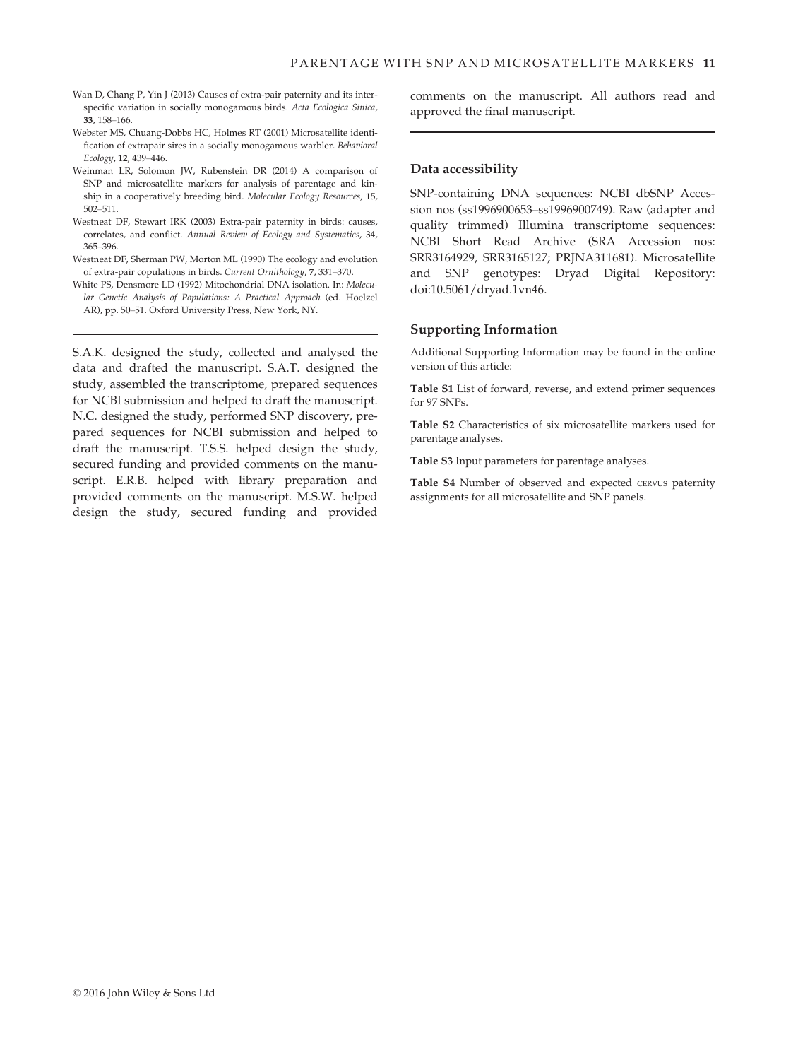Wan D, Chang P, Yin J (2013) Causes of extra-pair paternity and its interspecific variation in socially monogamous birds. *Acta Ecologica Sinica*, **33**, 158–166.

Webster MS, Chuang-Dobbs HC, Holmes RT (2001) Microsatellite identification of extrapair sires in a socially monogamous warbler. *Behavioral Ecology*, **12**, 439–446.

Weinman LR, Solomon JW, Rubenstein DR (2014) A comparison of SNP and microsatellite markers for analysis of parentage and kinship in a cooperatively breeding bird. *Molecular Ecology Resources*, **15**, 502–511.

Westneat DF, Stewart IRK (2003) Extra-pair paternity in birds: causes, correlates, and conflict. *Annual Review of Ecology and Systematics*, **34**, 365–396.

Westneat DF, Sherman PW, Morton ML (1990) The ecology and evolution of extra-pair copulations in birds. *Current Ornithology*, **7**, 331–370.

White PS, Densmore LD (1992) Mitochondrial DNA isolation. In: *Molecular Genetic Analysis of Populations: A Practical Approach* (ed. Hoelzel AR), pp. 50–51. Oxford University Press, New York, NY.

---

S.A.K. designed the study, collected and analysed the data and drafted the manuscript. S.A.T. designed the study, assembled the transcriptome, prepared sequences for NCBI submission and helped to draft the manuscript. N.C. designed the study, performed SNP discovery, prepared sequences for NCBI submission and helped to draft the manuscript. T.S.S. helped design the study, secured funding and provided comments on the manuscript. E.R.B. helped with library preparation and provided comments on the manuscript. M.S.W. helped design the study, secured funding and provided comments on the manuscript. All authors read and approved the final manuscript.

---

## Data accessibility

SNP-containing DNA sequences: NCBI dbSNP Accession nos (ss1996900653–ss1996900749). Raw (adapter and quality trimmed) Illumina transcriptome sequences: NCBI Short Read Archive (SRA Accession nos: SRR3164929, SRR3165127; PRJNA311681). Microsatellite and SNP genotypes: Dryad Digital Repository: doi:10.5061/dryad.1vn46.

## Supporting Information

Additional Supporting Information may be found in the online version of this article:

**Table S1** List of forward, reverse, and extend primer sequences for 97 SNPs.

**Table S2** Characteristics of six microsatellite markers used for parentage analyses.

**Table S3** Input parameters for parentage analyses.

**Table S4** Number of observed and expected CERVUS paternity assignments for all microsatellite and SNP panels.